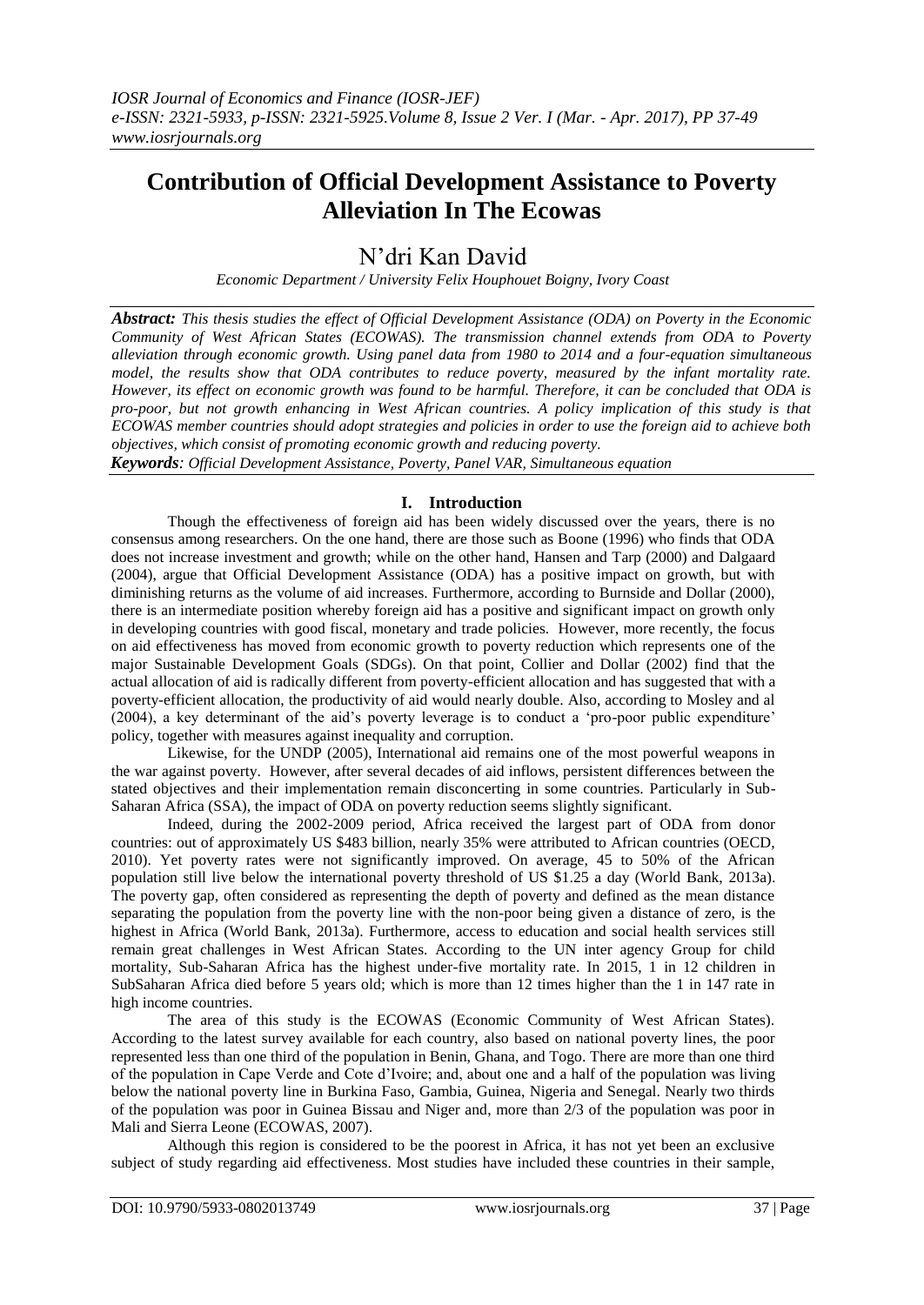# Contribution of Official Development Assistance to Poverty Alleviation In The Ecowas

## N'dri Kan David

*Economic Department / University Felix Houphouet Boigny, Ivory Coast*

***Abstract:*** *This thesis studies the effect of Official Development Assistance (ODA) on Poverty in the Economic Community of West African States (ECOWAS). The transmission channel extends from ODA to Poverty alleviation through economic growth. Using panel data from 1980 to 2014 and a four-equation simultaneous model, the results show that ODA contributes to reduce poverty, measured by the infant mortality rate. However, its effect on economic growth was found to be harmful. Therefore, it can be concluded that ODA is pro-poor, but not growth enhancing in West African countries. A policy implication of this study is that ECOWAS member countries should adopt strategies and policies in order to use the foreign aid to achieve both objectives, which consist of promoting economic growth and reducing poverty.*

***Keywords****: Official Development Assistance, Poverty, Panel VAR, Simultaneous equation*

## I. Introduction

Though the effectiveness of foreign aid has been widely discussed over the years, there is no consensus among researchers. On the one hand, there are those such as Boone (1996) who finds that ODA does not increase investment and growth; while on the other hand, Hansen and Tarp (2000) and Dalgaard (2004), argue that Official Development Assistance (ODA) has a positive impact on growth, but with diminishing returns as the volume of aid increases. Furthermore, according to Burnside and Dollar (2000), there is an intermediate position whereby foreign aid has a positive and significant impact on growth only in developing countries with good fiscal, monetary and trade policies. However, more recently, the focus on aid effectiveness has moved from economic growth to poverty reduction which represents one of the major Sustainable Development Goals (SDGs). On that point, Collier and Dollar (2002) find that the actual allocation of aid is radically different from poverty-efficient allocation and has suggested that with a poverty-efficient allocation, the productivity of aid would nearly double. Also, according to Mosley and al (2004), a key determinant of the aid's poverty leverage is to conduct a 'pro-poor public expenditure' policy, together with measures against inequality and corruption.

Likewise, for the UNDP (2005), International aid remains one of the most powerful weapons in the war against poverty. However, after several decades of aid inflows, persistent differences between the stated objectives and their implementation remain disconcerting in some countries. Particularly in Sub-Saharan Africa (SSA), the impact of ODA on poverty reduction seems slightly significant.

Indeed, during the 2002-2009 period, Africa received the largest part of ODA from donor countries: out of approximately US $483 billion, nearly 35% were attributed to African countries (OECD, 2010). Yet poverty rates were not significantly improved. On average, 45 to 50% of the African population still live below the international poverty threshold of US $1.25 a day (World Bank, 2013a). The poverty gap, often considered as representing the depth of poverty and defined as the mean distance separating the population from the poverty line with the non-poor being given a distance of zero, is the highest in Africa (World Bank, 2013a). Furthermore, access to education and social health services still remain great challenges in West African States. According to the UN inter agency Group for child mortality, Sub-Saharan Africa has the highest under-five mortality rate. In 2015, 1 in 12 children in SubSaharan Africa died before 5 years old; which is more than 12 times higher than the 1 in 147 rate in high income countries.

The area of this study is the ECOWAS (Economic Community of West African States). According to the latest survey available for each country, also based on national poverty lines, the poor represented less than one third of the population in Benin, Ghana, and Togo. There are more than one third of the population in Cape Verde and Cote d'Ivoire; and, about one and a half of the population was living below the national poverty line in Burkina Faso, Gambia, Guinea, Nigeria and Senegal. Nearly two thirds of the population was poor in Guinea Bissau and Niger and, more than 2/3 of the population was poor in Mali and Sierra Leone (ECOWAS, 2007).

Although this region is considered to be the poorest in Africa, it has not yet been an exclusive subject of study regarding aid effectiveness. Most studies have included these countries in their sample,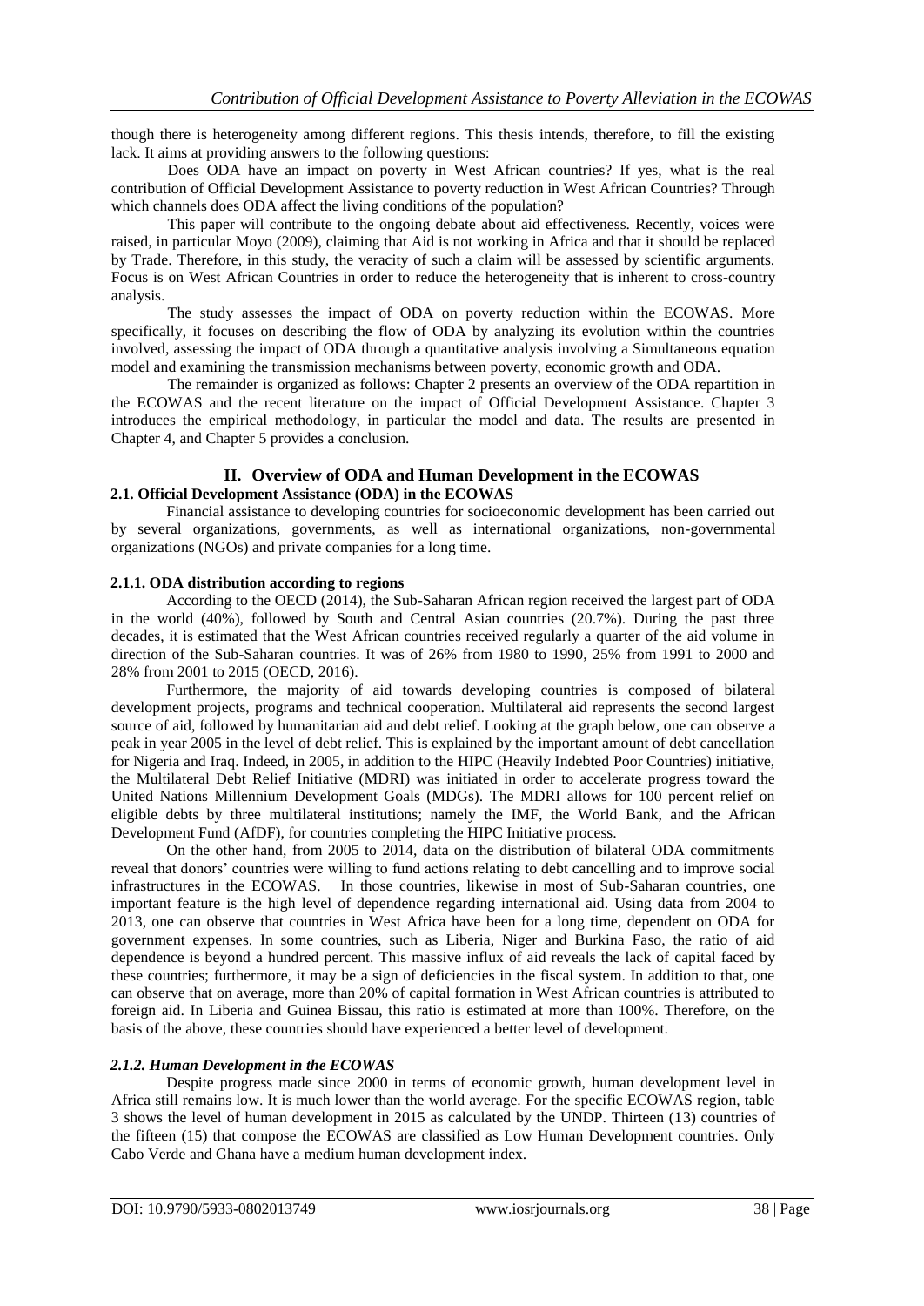though there is heterogeneity among different regions. This thesis intends, therefore, to fill the existing lack. It aims at providing answers to the following questions:

Does ODA have an impact on poverty in West African countries? If yes, what is the real contribution of Official Development Assistance to poverty reduction in West African Countries? Through which channels does ODA affect the living conditions of the population?

This paper will contribute to the ongoing debate about aid effectiveness. Recently, voices were raised, in particular Moyo (2009), claiming that Aid is not working in Africa and that it should be replaced by Trade. Therefore, in this study, the veracity of such a claim will be assessed by scientific arguments. Focus is on West African Countries in order to reduce the heterogeneity that is inherent to cross-country analysis.

The study assesses the impact of ODA on poverty reduction within the ECOWAS. More specifically, it focuses on describing the flow of ODA by analyzing its evolution within the countries involved, assessing the impact of ODA through a quantitative analysis involving a Simultaneous equation model and examining the transmission mechanisms between poverty, economic growth and ODA.

The remainder is organized as follows: Chapter 2 presents an overview of the ODA repartition in the ECOWAS and the recent literature on the impact of Official Development Assistance. Chapter 3 introduces the empirical methodology, in particular the model and data. The results are presented in Chapter 4, and Chapter 5 provides a conclusion.

# II. Overview of ODA and Human Development in the ECOWAS

## 2.1. Official Development Assistance (ODA) in the ECOWAS

Financial assistance to developing countries for socioeconomic development has been carried out by several organizations, governments, as well as international organizations, non-governmental organizations (NGOs) and private companies for a long time.

### 2.1.1. ODA distribution according to regions

According to the OECD (2014), the Sub-Saharan African region received the largest part of ODA in the world (40%), followed by South and Central Asian countries (20.7%). During the past three decades, it is estimated that the West African countries received regularly a quarter of the aid volume in direction of the Sub-Saharan countries. It was of 26% from 1980 to 1990, 25% from 1991 to 2000 and 28% from 2001 to 2015 (OECD, 2016).

Furthermore, the majority of aid towards developing countries is composed of bilateral development projects, programs and technical cooperation. Multilateral aid represents the second largest source of aid, followed by humanitarian aid and debt relief. Looking at the graph below, one can observe a peak in year 2005 in the level of debt relief. This is explained by the important amount of debt cancellation for Nigeria and Iraq. Indeed, in 2005, in addition to the HIPC (Heavily Indebted Poor Countries) initiative, the Multilateral Debt Relief Initiative (MDRI) was initiated in order to accelerate progress toward the United Nations Millennium Development Goals (MDGs). The MDRI allows for 100 percent relief on eligible debts by three multilateral institutions; namely the IMF, the World Bank, and the African Development Fund (AfDF), for countries completing the HIPC Initiative process.

On the other hand, from 2005 to 2014, data on the distribution of bilateral ODA commitments reveal that donors' countries were willing to fund actions relating to debt cancelling and to improve social infrastructures in the ECOWAS. In those countries, likewise in most of Sub-Saharan countries, one important feature is the high level of dependence regarding international aid. Using data from 2004 to 2013, one can observe that countries in West Africa have been for a long time, dependent on ODA for government expenses. In some countries, such as Liberia, Niger and Burkina Faso, the ratio of aid dependence is beyond a hundred percent. This massive influx of aid reveals the lack of capital faced by these countries; furthermore, it may be a sign of deficiencies in the fiscal system. In addition to that, one can observe that on average, more than 20% of capital formation in West African countries is attributed to foreign aid. In Liberia and Guinea Bissau, this ratio is estimated at more than 100%. Therefore, on the basis of the above, these countries should have experienced a better level of development.

### *2.1.2. Human Development in the ECOWAS*

Despite progress made since 2000 in terms of economic growth, human development level in Africa still remains low. It is much lower than the world average. For the specific ECOWAS region, table 3 shows the level of human development in 2015 as calculated by the UNDP. Thirteen (13) countries of the fifteen (15) that compose the ECOWAS are classified as Low Human Development countries. Only Cabo Verde and Ghana have a medium human development index.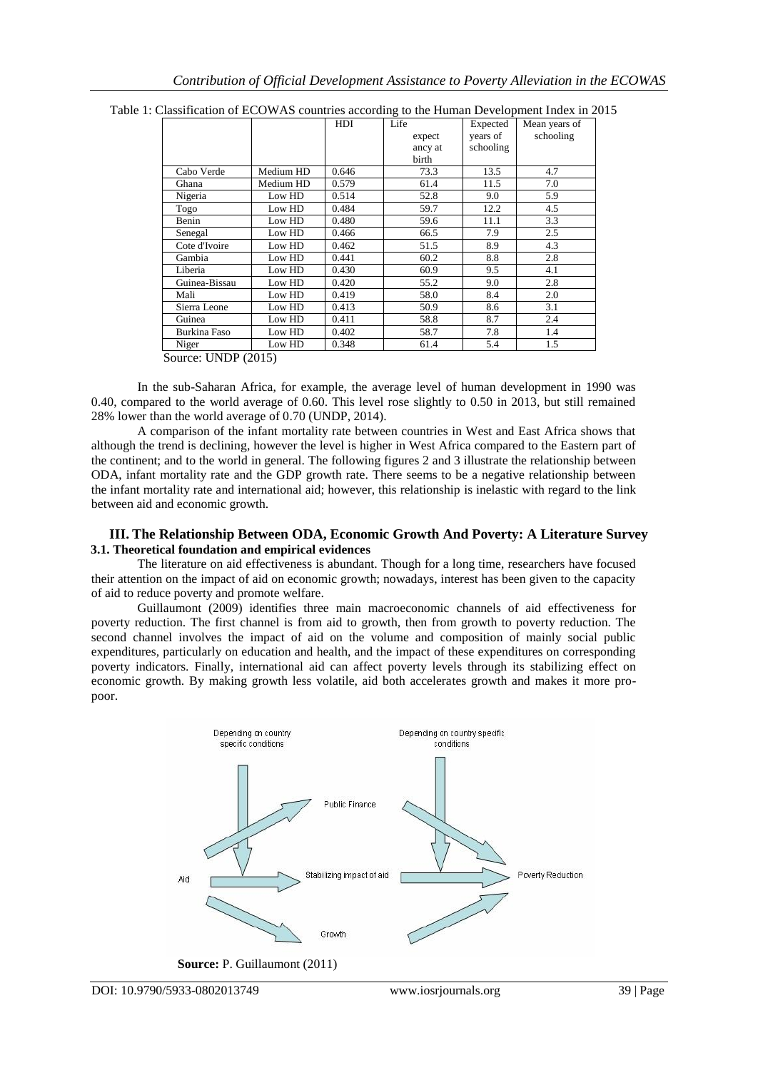Table 1: Classification of ECOWAS countries according to the Human Development Index in 2015

| | | HDI | Life expectancy at birth | Expected years of schooling | Mean years of schooling |
|---|---|---|---|---|---|
| Cabo Verde | Medium HD | 0.646 | 73.3 | 13.5 | 4.7 |
| Ghana | Medium HD | 0.579 | 61.4 | 11.5 | 7.0 |
| Nigeria | Low HD | 0.514 | 52.8 | 9.0 | 5.9 |
| Togo | Low HD | 0.484 | 59.7 | 12.2 | 4.5 |
| Benin | Low HD | 0.480 | 59.6 | 11.1 | 3.3 |
| Senegal | Low HD | 0.466 | 66.5 | 7.9 | 2.5 |
| Cote d'Ivoire | Low HD | 0.462 | 51.5 | 8.9 | 4.3 |
| Gambia | Low HD | 0.441 | 60.2 | 8.8 | 2.8 |
| Liberia | Low HD | 0.430 | 60.9 | 9.5 | 4.1 |
| Guinea-Bissau | Low HD | 0.420 | 55.2 | 9.0 | 2.8 |
| Mali | Low HD | 0.419 | 58.0 | 8.4 | 2.0 |
| Sierra Leone | Low HD | 0.413 | 50.9 | 8.6 | 3.1 |
| Guinea | Low HD | 0.411 | 58.8 | 8.7 | 2.4 |
| Burkina Faso | Low HD | 0.402 | 58.7 | 7.8 | 1.4 |
| Niger | Low HD | 0.348 | 61.4 | 5.4 | 1.5 |

Source: UNDP (2015)

In the sub-Saharan Africa, for example, the average level of human development in 1990 was 0.40, compared to the world average of 0.60. This level rose slightly to 0.50 in 2013, but still remained 28% lower than the world average of 0.70 (UNDP, 2014).

A comparison of the infant mortality rate between countries in West and East Africa shows that although the trend is declining, however the level is higher in West Africa compared to the Eastern part of the continent; and to the world in general. The following figures 2 and 3 illustrate the relationship between ODA, infant mortality rate and the GDP growth rate. There seems to be a negative relationship between the infant mortality rate and international aid; however, this relationship is inelastic with regard to the link between aid and economic growth.

## III. The Relationship Between ODA, Economic Growth And Poverty: A Literature Survey

### 3.1. Theoretical foundation and empirical evidences

The literature on aid effectiveness is abundant. Though for a long time, researchers have focused their attention on the impact of aid on economic growth; nowadays, interest has been given to the capacity of aid to reduce poverty and promote welfare.

Guillaumont (2009) identifies three main macroeconomic channels of aid effectiveness for poverty reduction. The first channel is from aid to growth, then from growth to poverty reduction. The second channel involves the impact of aid on the volume and composition of mainly social public expenditures, particularly on education and health, and the impact of these expenditures on corresponding poverty indicators. Finally, international aid can affect poverty levels through its stabilizing effect on economic growth. By making growth less volatile, aid both accelerates growth and makes it more pro-poor.

Depending on country specific conditions | Depending on country specific conditions | Public Finance | Aid | Stabilizing impact of aid | Poverty Reduction | Growth

**Source:** P. Guillaumont (2011)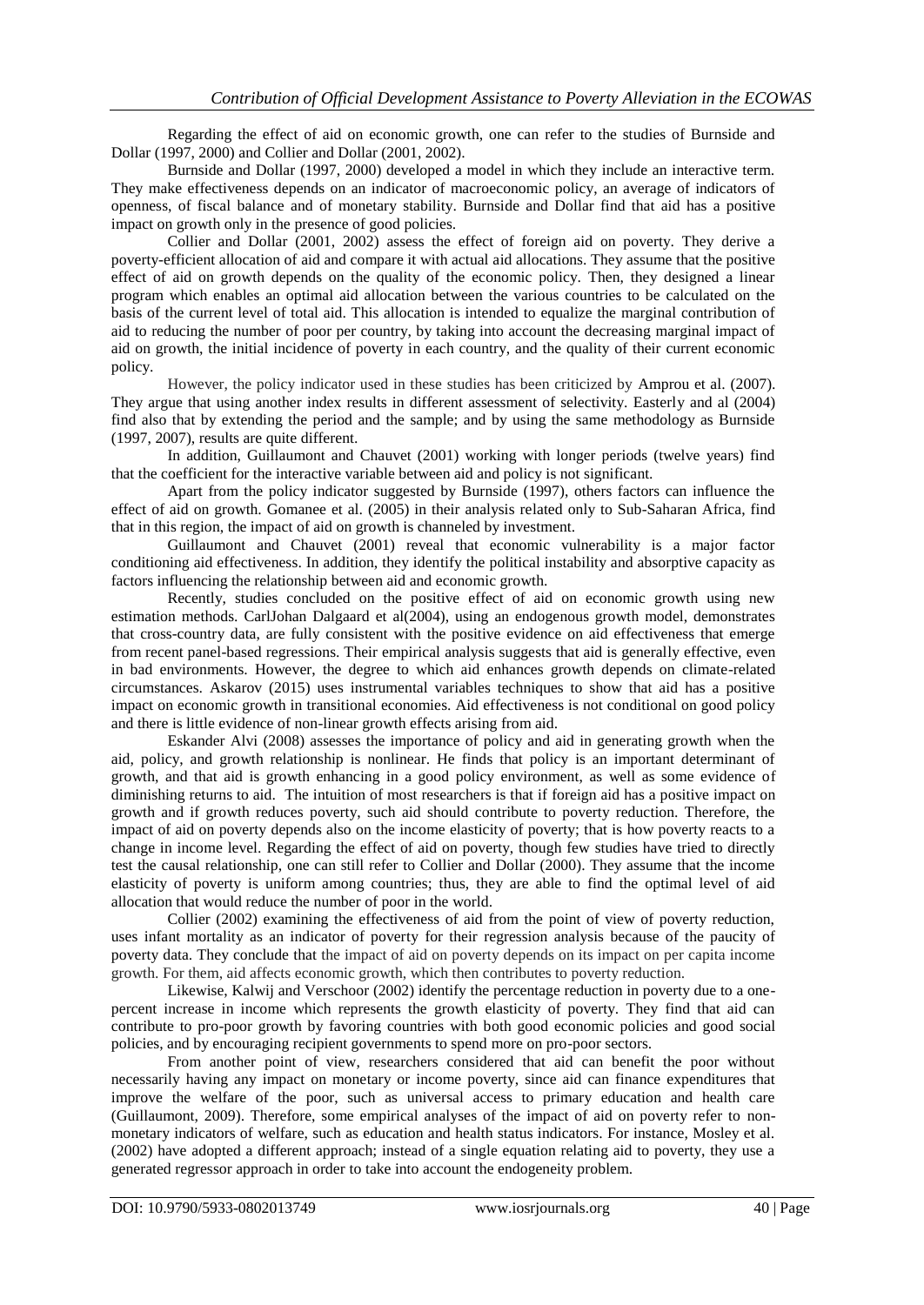Regarding the effect of aid on economic growth, one can refer to the studies of Burnside and Dollar (1997, 2000) and Collier and Dollar (2001, 2002).

Burnside and Dollar (1997, 2000) developed a model in which they include an interactive term. They make effectiveness depends on an indicator of macroeconomic policy, an average of indicators of openness, of fiscal balance and of monetary stability. Burnside and Dollar find that aid has a positive impact on growth only in the presence of good policies.

Collier and Dollar (2001, 2002) assess the effect of foreign aid on poverty. They derive a poverty-efficient allocation of aid and compare it with actual aid allocations. They assume that the positive effect of aid on growth depends on the quality of the economic policy. Then, they designed a linear program which enables an optimal aid allocation between the various countries to be calculated on the basis of the current level of total aid. This allocation is intended to equalize the marginal contribution of aid to reducing the number of poor per country, by taking into account the decreasing marginal impact of aid on growth, the initial incidence of poverty in each country, and the quality of their current economic policy.

However, the policy indicator used in these studies has been criticized by Amprou et al. (2007). They argue that using another index results in different assessment of selectivity. Easterly and al (2004) find also that by extending the period and the sample; and by using the same methodology as Burnside (1997, 2007), results are quite different.

In addition, Guillaumont and Chauvet (2001) working with longer periods (twelve years) find that the coefficient for the interactive variable between aid and policy is not significant.

Apart from the policy indicator suggested by Burnside (1997), others factors can influence the effect of aid on growth. Gomanee et al. (2005) in their analysis related only to Sub-Saharan Africa, find that in this region, the impact of aid on growth is channeled by investment.

Guillaumont and Chauvet (2001) reveal that economic vulnerability is a major factor conditioning aid effectiveness. In addition, they identify the political instability and absorptive capacity as factors influencing the relationship between aid and economic growth.

Recently, studies concluded on the positive effect of aid on economic growth using new estimation methods. CarlJohan Dalgaard et al(2004), using an endogenous growth model, demonstrates that cross-country data, are fully consistent with the positive evidence on aid effectiveness that emerge from recent panel-based regressions. Their empirical analysis suggests that aid is generally effective, even in bad environments. However, the degree to which aid enhances growth depends on climate-related circumstances. Askarov (2015) uses instrumental variables techniques to show that aid has a positive impact on economic growth in transitional economies. Aid effectiveness is not conditional on good policy and there is little evidence of non-linear growth effects arising from aid.

Eskander Alvi (2008) assesses the importance of policy and aid in generating growth when the aid, policy, and growth relationship is nonlinear. He finds that policy is an important determinant of growth, and that aid is growth enhancing in a good policy environment, as well as some evidence of diminishing returns to aid. The intuition of most researchers is that if foreign aid has a positive impact on growth and if growth reduces poverty, such aid should contribute to poverty reduction. Therefore, the impact of aid on poverty depends also on the income elasticity of poverty; that is how poverty reacts to a change in income level. Regarding the effect of aid on poverty, though few studies have tried to directly test the causal relationship, one can still refer to Collier and Dollar (2000). They assume that the income elasticity of poverty is uniform among countries; thus, they are able to find the optimal level of aid allocation that would reduce the number of poor in the world.

Collier (2002) examining the effectiveness of aid from the point of view of poverty reduction, uses infant mortality as an indicator of poverty for their regression analysis because of the paucity of poverty data. They conclude that the impact of aid on poverty depends on its impact on per capita income growth. For them, aid affects economic growth, which then contributes to poverty reduction.

Likewise, Kalwij and Verschoor (2002) identify the percentage reduction in poverty due to a one-percent increase in income which represents the growth elasticity of poverty. They find that aid can contribute to pro-poor growth by favoring countries with both good economic policies and good social policies, and by encouraging recipient governments to spend more on pro-poor sectors.

From another point of view, researchers considered that aid can benefit the poor without necessarily having any impact on monetary or income poverty, since aid can finance expenditures that improve the welfare of the poor, such as universal access to primary education and health care (Guillaumont, 2009). Therefore, some empirical analyses of the impact of aid on poverty refer to non-monetary indicators of welfare, such as education and health status indicators. For instance, Mosley et al. (2002) have adopted a different approach; instead of a single equation relating aid to poverty, they use a generated regressor approach in order to take into account the endogeneity problem.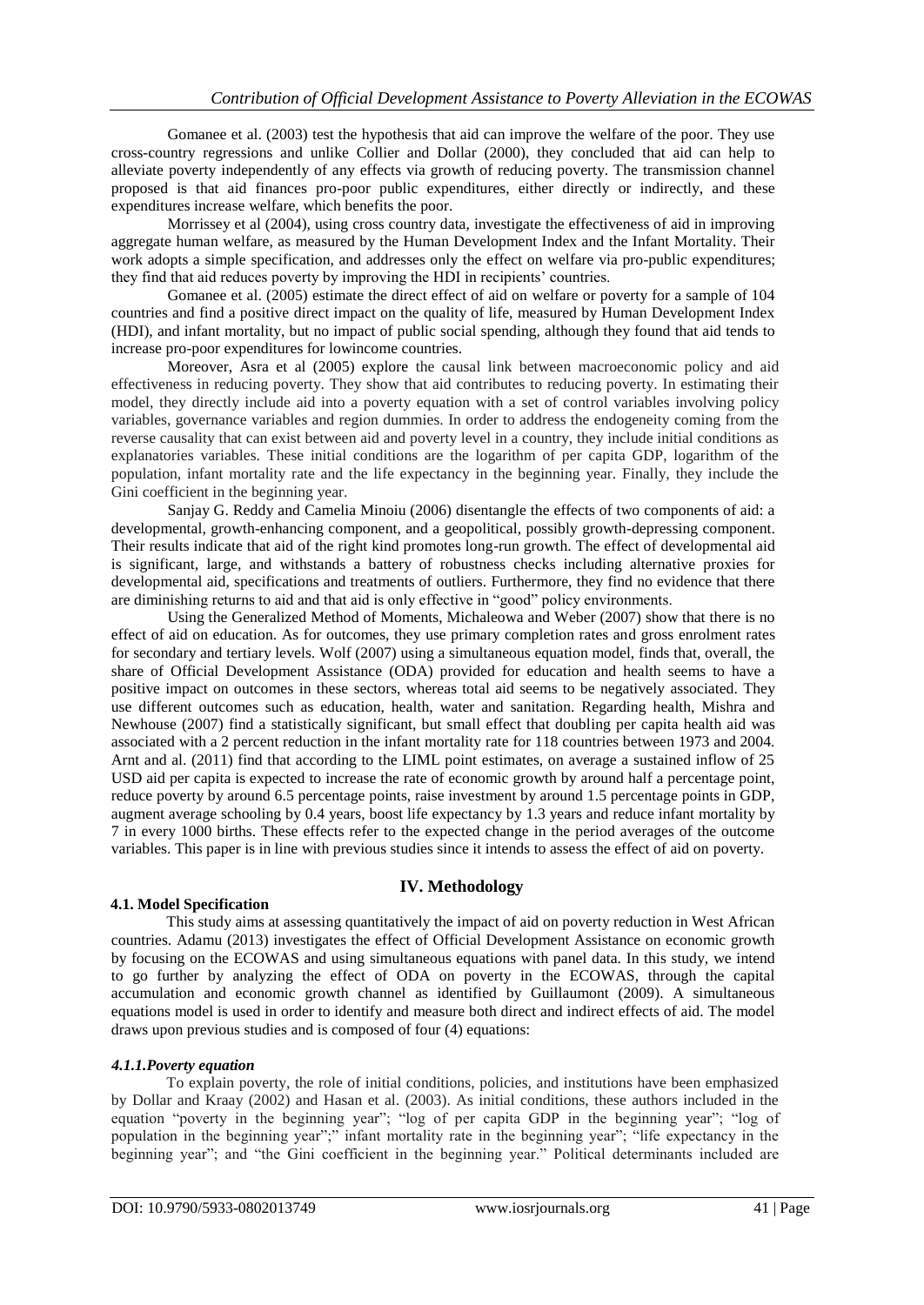Gomanee et al. (2003) test the hypothesis that aid can improve the welfare of the poor. They use cross-country regressions and unlike Collier and Dollar (2000), they concluded that aid can help to alleviate poverty independently of any effects via growth of reducing poverty. The transmission channel proposed is that aid finances pro-poor public expenditures, either directly or indirectly, and these expenditures increase welfare, which benefits the poor.

Morrissey et al (2004), using cross country data, investigate the effectiveness of aid in improving aggregate human welfare, as measured by the Human Development Index and the Infant Mortality. Their work adopts a simple specification, and addresses only the effect on welfare via pro-public expenditures; they find that aid reduces poverty by improving the HDI in recipients' countries.

Gomanee et al. (2005) estimate the direct effect of aid on welfare or poverty for a sample of 104 countries and find a positive direct impact on the quality of life, measured by Human Development Index (HDI), and infant mortality, but no impact of public social spending, although they found that aid tends to increase pro-poor expenditures for lowincome countries.

Moreover, Asra et al (2005) explore the causal link between macroeconomic policy and aid effectiveness in reducing poverty. They show that aid contributes to reducing poverty. In estimating their model, they directly include aid into a poverty equation with a set of control variables involving policy variables, governance variables and region dummies. In order to address the endogeneity coming from the reverse causality that can exist between aid and poverty level in a country, they include initial conditions as explanatories variables. These initial conditions are the logarithm of per capita GDP, logarithm of the population, infant mortality rate and the life expectancy in the beginning year. Finally, they include the Gini coefficient in the beginning year.

Sanjay G. Reddy and Camelia Minoiu (2006) disentangle the effects of two components of aid: a developmental, growth-enhancing component, and a geopolitical, possibly growth-depressing component. Their results indicate that aid of the right kind promotes long-run growth. The effect of developmental aid is significant, large, and withstands a battery of robustness checks including alternative proxies for developmental aid, specifications and treatments of outliers. Furthermore, they find no evidence that there are diminishing returns to aid and that aid is only effective in "good" policy environments.

Using the Generalized Method of Moments, Michaleowa and Weber (2007) show that there is no effect of aid on education. As for outcomes, they use primary completion rates and gross enrolment rates for secondary and tertiary levels. Wolf (2007) using a simultaneous equation model, finds that, overall, the share of Official Development Assistance (ODA) provided for education and health seems to have a positive impact on outcomes in these sectors, whereas total aid seems to be negatively associated. They use different outcomes such as education, health, water and sanitation. Regarding health, Mishra and Newhouse (2007) find a statistically significant, but small effect that doubling per capita health aid was associated with a 2 percent reduction in the infant mortality rate for 118 countries between 1973 and 2004. Arnt and al. (2011) find that according to the LIML point estimates, on average a sustained inflow of 25 USD aid per capita is expected to increase the rate of economic growth by around half a percentage point, reduce poverty by around 6.5 percentage points, raise investment by around 1.5 percentage points in GDP, augment average schooling by 0.4 years, boost life expectancy by 1.3 years and reduce infant mortality by 7 in every 1000 births. These effects refer to the expected change in the period averages of the outcome variables. This paper is in line with previous studies since it intends to assess the effect of aid on poverty.

## IV. Methodology

### 4.1. Model Specification

This study aims at assessing quantitatively the impact of aid on poverty reduction in West African countries. Adamu (2013) investigates the effect of Official Development Assistance on economic growth by focusing on the ECOWAS and using simultaneous equations with panel data. In this study, we intend to go further by analyzing the effect of ODA on poverty in the ECOWAS, through the capital accumulation and economic growth channel as identified by Guillaumont (2009). A simultaneous equations model is used in order to identify and measure both direct and indirect effects of aid. The model draws upon previous studies and is composed of four (4) equations:

#### *4.1.1.Poverty equation*

To explain poverty, the role of initial conditions, policies, and institutions have been emphasized by Dollar and Kraay (2002) and Hasan et al. (2003). As initial conditions, these authors included in the equation "poverty in the beginning year"; "log of per capita GDP in the beginning year"; "log of population in the beginning year";" infant mortality rate in the beginning year"; "life expectancy in the beginning year"; and "the Gini coefficient in the beginning year." Political determinants included are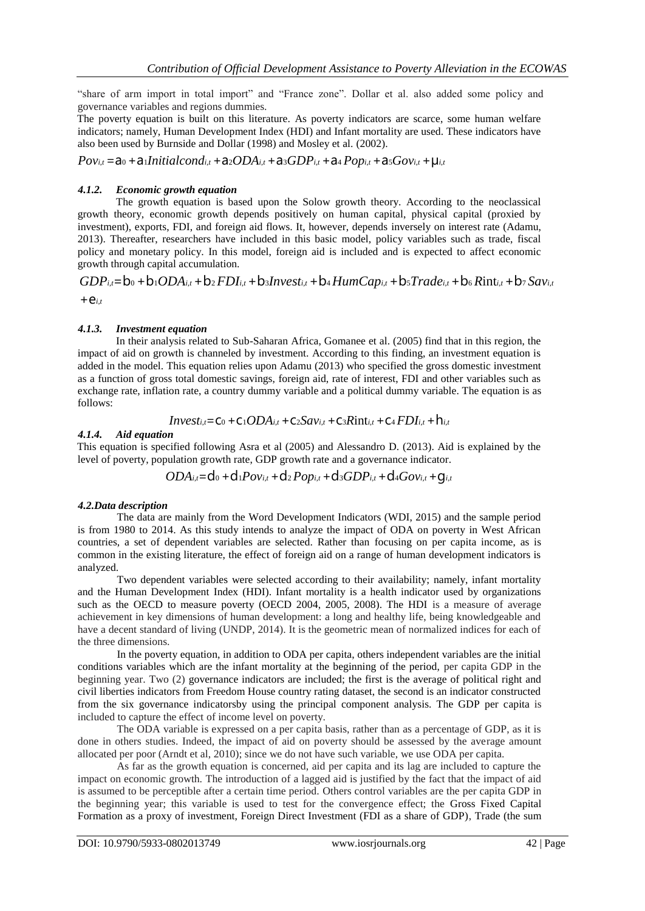"share of arm import in total import" and "France zone". Dollar et al. also added some policy and governance variables and regions dummies.

The poverty equation is built on this literature. As poverty indicators are scarce, some human welfare indicators; namely, Human Development Index (HDI) and Infant mortality are used. These indicators have also been used by Burnside and Dollar (1998) and Mosley et al. (2002).

$$Pov_{i,t} = a_0 + a_1 Initialcond_{i,t} + a_2 ODA_{i,t} + a_3 GDP_{i,t} + a_4 Pop_{i,t} + a_5 Gov_{i,t} + \mu_{i,t}$$

#### *4.1.2. Economic growth equation*

The growth equation is based upon the Solow growth theory. According to the neoclassical growth theory, economic growth depends positively on human capital, physical capital (proxied by investment), exports, FDI, and foreign aid flows. It, however, depends inversely on interest rate (Adamu, 2013). Thereafter, researchers have included in this basic model, policy variables such as trade, fiscal policy and monetary policy. In this model, foreign aid is included and is expected to affect economic growth through capital accumulation.

$$GDP_{i,t} = b_0 + b_1 ODA_{i,t} + b_2 FDI_{i,t} + b_3 Invest_{i,t} + b_4 HumCap_{i,t} + b_5 Trade_{i,t} + b_6 Rint_{i,t} + b_7 Sav_{i,t} + e_{i,t}$$

#### *4.1.3. Investment equation*

In their analysis related to Sub-Saharan Africa, Gomanee et al. (2005) find that in this region, the impact of aid on growth is channeled by investment. According to this finding, an investment equation is added in the model. This equation relies upon Adamu (2013) who specified the gross domestic investment as a function of gross total domestic savings, foreign aid, rate of interest, FDI and other variables such as exchange rate, inflation rate, a country dummy variable and a political dummy variable. The equation is as follows:

$$Invest_{i,t} = c_0 + c_1 ODA_{i,t} + c_2 Sav_{i,t} + c_3 Rint_{i,t} + c_4 FDI_{i,t} + h_{i,t}$$

#### *4.1.4. Aid equation*

This equation is specified following Asra et al (2005) and Alessandro D. (2013). Aid is explained by the level of poverty, population growth rate, GDP growth rate and a governance indicator.

$$ODA_{i,t} = d_0 + d_1 Pov_{i,t} + d_2 Pop_{i,t} + d_3 GDP_{i,t} + d_4 Gov_{i,t} + g_{i,t}$$

### *4.2.Data description*

The data are mainly from the Word Development Indicators (WDI, 2015) and the sample period is from 1980 to 2014. As this study intends to analyze the impact of ODA on poverty in West African countries, a set of dependent variables are selected. Rather than focusing on per capita income, as is common in the existing literature, the effect of foreign aid on a range of human development indicators is analyzed.

Two dependent variables were selected according to their availability; namely, infant mortality and the Human Development Index (HDI). Infant mortality is a health indicator used by organizations such as the OECD to measure poverty (OECD 2004, 2005, 2008). The HDI is a measure of average achievement in key dimensions of human development: a long and healthy life, being knowledgeable and have a decent standard of living (UNDP, 2014). It is the geometric mean of normalized indices for each of the three dimensions.

In the poverty equation, in addition to ODA per capita, others independent variables are the initial conditions variables which are the infant mortality at the beginning of the period, per capita GDP in the beginning year. Two (2) governance indicators are included; the first is the average of political right and civil liberties indicators from Freedom House country rating dataset, the second is an indicator constructed from the six governance indicatorsby using the principal component analysis. The GDP per capita is included to capture the effect of income level on poverty.

The ODA variable is expressed on a per capita basis, rather than as a percentage of GDP, as it is done in others studies. Indeed, the impact of aid on poverty should be assessed by the average amount allocated per poor (Arndt et al, 2010); since we do not have such variable, we use ODA per capita.

As far as the growth equation is concerned, aid per capita and its lag are included to capture the impact on economic growth. The introduction of a lagged aid is justified by the fact that the impact of aid is assumed to be perceptible after a certain time period. Others control variables are the per capita GDP in the beginning year; this variable is used to test for the convergence effect; the Gross Fixed Capital Formation as a proxy of investment, Foreign Direct Investment (FDI as a share of GDP), Trade (the sum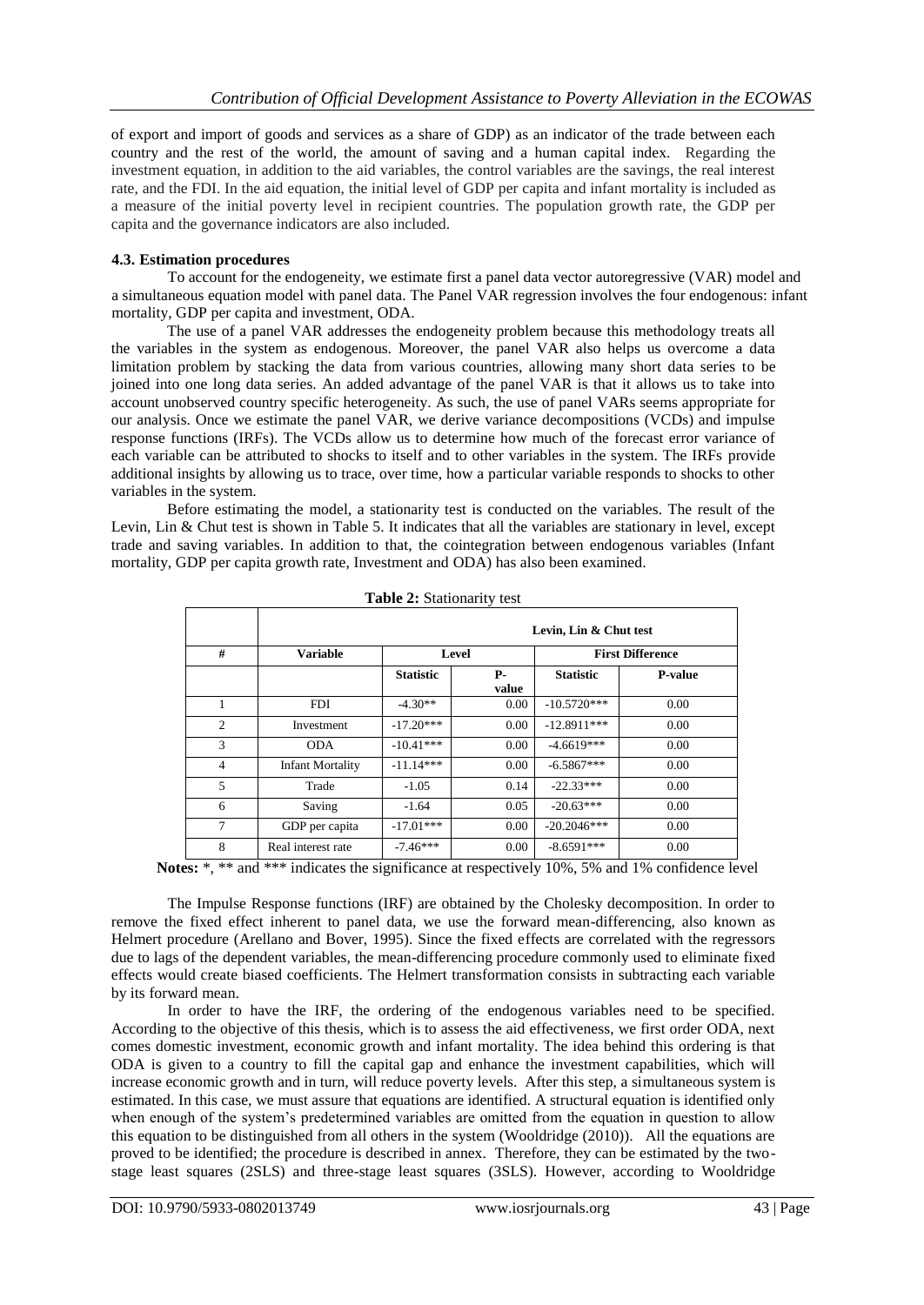of export and import of goods and services as a share of GDP) as an indicator of the trade between each country and the rest of the world, the amount of saving and a human capital index. Regarding the investment equation, in addition to the aid variables, the control variables are the savings, the real interest rate, and the FDI. In the aid equation, the initial level of GDP per capita and infant mortality is included as a measure of the initial poverty level in recipient countries. The population growth rate, the GDP per capita and the governance indicators are also included.

### 4.3. Estimation procedures

To account for the endogeneity, we estimate first a panel data vector autoregressive (VAR) model and a simultaneous equation model with panel data. The Panel VAR regression involves the four endogenous: infant mortality, GDP per capita and investment, ODA.

The use of a panel VAR addresses the endogeneity problem because this methodology treats all the variables in the system as endogenous. Moreover, the panel VAR also helps us overcome a data limitation problem by stacking the data from various countries, allowing many short data series to be joined into one long data series. An added advantage of the panel VAR is that it allows us to take into account unobserved country specific heterogeneity. As such, the use of panel VARs seems appropriate for our analysis. Once we estimate the panel VAR, we derive variance decompositions (VCDs) and impulse response functions (IRFs). The VCDs allow us to determine how much of the forecast error variance of each variable can be attributed to shocks to itself and to other variables in the system. The IRFs provide additional insights by allowing us to trace, over time, how a particular variable responds to shocks to other variables in the system.

Before estimating the model, a stationarity test is conducted on the variables. The result of the Levin, Lin & Chut test is shown in Table 5. It indicates that all the variables are stationary in level, except trade and saving variables. In addition to that, the cointegration between endogenous variables (Infant mortality, GDP per capita growth rate, Investment and ODA) has also been examined.

**Table 2:** Stationarity test

| | | Levin, Lin & Chut test | | | |
|---|---|---|---|---|---|
| # | Variable | Level | | First Difference | |
| | | Statistic | P-value | Statistic | P-value |
| 1 | FDI | -4.30** | 0.00 | -10.5720*** | 0.00 |
| 2 | Investment | -17.20*** | 0.00 | -12.8911*** | 0.00 |
| 3 | ODA | -10.41*** | 0.00 | -4.6619*** | 0.00 |
| 4 | Infant Mortality | -11.14*** | 0.00 | -6.5867*** | 0.00 |
| 5 | Trade | -1.05 | 0.14 | -22.33*** | 0.00 |
| 6 | Saving | -1.64 | 0.05 | -20.63*** | 0.00 |
| 7 | GDP per capita | -17.01*** | 0.00 | -20.2046*** | 0.00 |
| 8 | Real interest rate | -7.46*** | 0.00 | -8.6591*** | 0.00 |

**Notes:** *, ** and *** indicates the significance at respectively 10%, 5% and 1% confidence level

The Impulse Response functions (IRF) are obtained by the Cholesky decomposition. In order to remove the fixed effect inherent to panel data, we use the forward mean-differencing, also known as Helmert procedure (Arellano and Bover, 1995). Since the fixed effects are correlated with the regressors due to lags of the dependent variables, the mean-differencing procedure commonly used to eliminate fixed effects would create biased coefficients. The Helmert transformation consists in subtracting each variable by its forward mean.

In order to have the IRF, the ordering of the endogenous variables need to be specified. According to the objective of this thesis, which is to assess the aid effectiveness, we first order ODA, next comes domestic investment, economic growth and infant mortality. The idea behind this ordering is that ODA is given to a country to fill the capital gap and enhance the investment capabilities, which will increase economic growth and in turn, will reduce poverty levels. After this step, a simultaneous system is estimated. In this case, we must assure that equations are identified. A structural equation is identified only when enough of the system's predetermined variables are omitted from the equation in question to allow this equation to be distinguished from all others in the system (Wooldridge (2010)). All the equations are proved to be identified; the procedure is described in annex. Therefore, they can be estimated by the two-stage least squares (2SLS) and three-stage least squares (3SLS). However, according to Wooldridge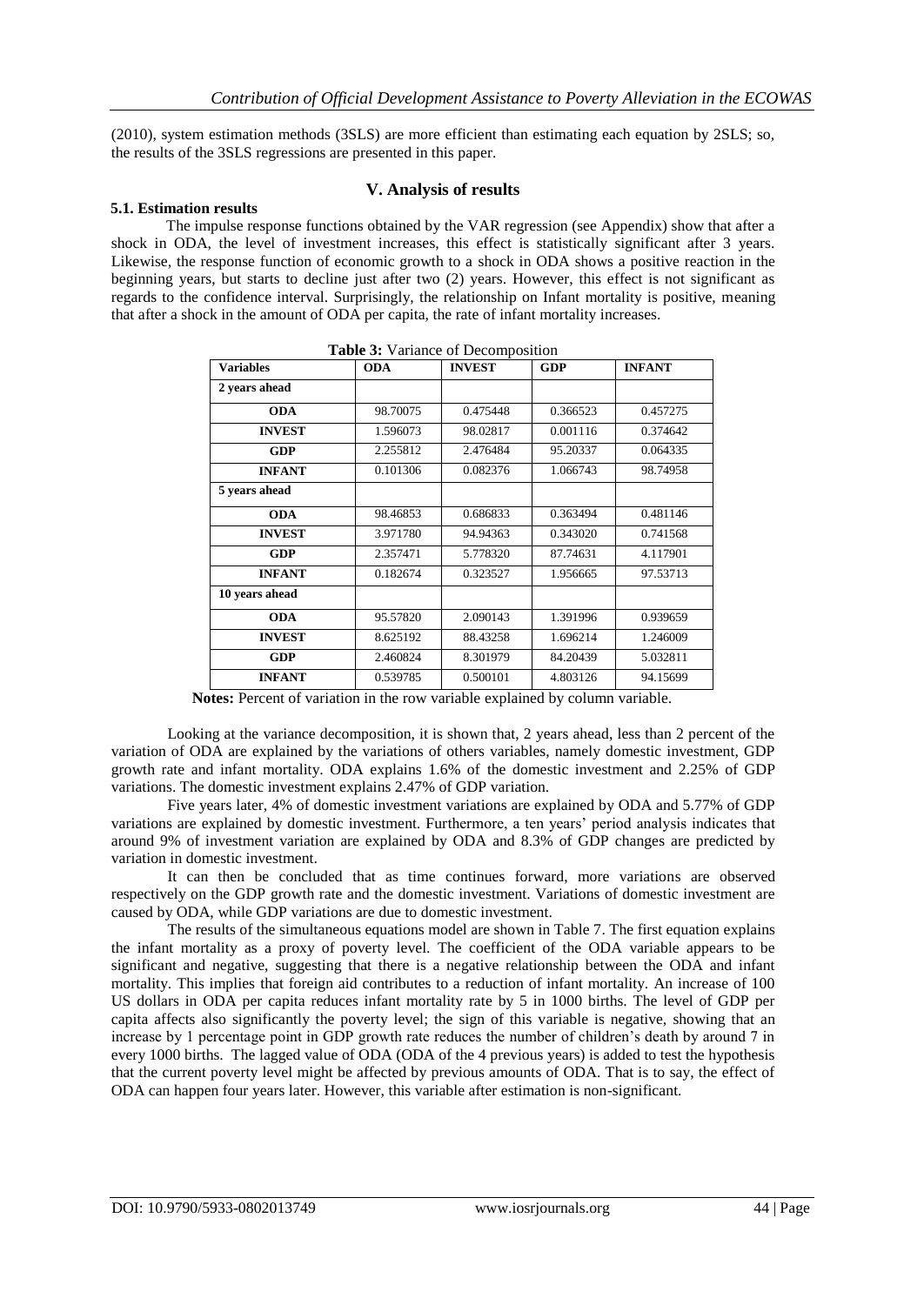(2010), system estimation methods (3SLS) are more efficient than estimating each equation by 2SLS; so, the results of the 3SLS regressions are presented in this paper.

## V. Analysis of results

### 5.1. Estimation results

The impulse response functions obtained by the VAR regression (see Appendix) show that after a shock in ODA, the level of investment increases, this effect is statistically significant after 3 years. Likewise, the response function of economic growth to a shock in ODA shows a positive reaction in the beginning years, but starts to decline just after two (2) years. However, this effect is not significant as regards to the confidence interval. Surprisingly, the relationship on Infant mortality is positive, meaning that after a shock in the amount of ODA per capita, the rate of infant mortality increases.

**Table 3:** Variance of Decomposition

| Variables | ODA | INVEST | GDP | INFANT |
|---|---|---|---|---|
| **2 years ahead** | | | | |
| **ODA** | 98.70075 | 0.475448 | 0.366523 | 0.457275 |
| **INVEST** | 1.596073 | 98.02817 | 0.001116 | 0.374642 |
| **GDP** | 2.255812 | 2.476484 | 95.20337 | 0.064335 |
| **INFANT** | 0.101306 | 0.082376 | 1.066743 | 98.74958 |
| **5 years ahead** | | | | |
| **ODA** | 98.46853 | 0.686833 | 0.363494 | 0.481146 |
| **INVEST** | 3.971780 | 94.94363 | 0.343020 | 0.741568 |
| **GDP** | 2.357471 | 5.778320 | 87.74631 | 4.117901 |
| **INFANT** | 0.182674 | 0.323527 | 1.956665 | 97.53713 |
| **10 years ahead** | | | | |
| **ODA** | 95.57820 | 2.090143 | 1.391996 | 0.939659 |
| **INVEST** | 8.625192 | 88.43258 | 1.696214 | 1.246009 |
| **GDP** | 2.460824 | 8.301979 | 84.20439 | 5.032811 |
| **INFANT** | 0.539785 | 0.500101 | 4.803126 | 94.15699 |

**Notes:** Percent of variation in the row variable explained by column variable.

Looking at the variance decomposition, it is shown that, 2 years ahead, less than 2 percent of the variation of ODA are explained by the variations of others variables, namely domestic investment, GDP growth rate and infant mortality. ODA explains 1.6% of the domestic investment and 2.25% of GDP variations. The domestic investment explains 2.47% of GDP variation.

Five years later, 4% of domestic investment variations are explained by ODA and 5.77% of GDP variations are explained by domestic investment. Furthermore, a ten years' period analysis indicates that around 9% of investment variation are explained by ODA and 8.3% of GDP changes are predicted by variation in domestic investment.

It can then be concluded that as time continues forward, more variations are observed respectively on the GDP growth rate and the domestic investment. Variations of domestic investment are caused by ODA, while GDP variations are due to domestic investment.

The results of the simultaneous equations model are shown in Table 7. The first equation explains the infant mortality as a proxy of poverty level. The coefficient of the ODA variable appears to be significant and negative, suggesting that there is a negative relationship between the ODA and infant mortality. This implies that foreign aid contributes to a reduction of infant mortality. An increase of 100 US dollars in ODA per capita reduces infant mortality rate by 5 in 1000 births. The level of GDP per capita affects also significantly the poverty level; the sign of this variable is negative, showing that an increase by 1 percentage point in GDP growth rate reduces the number of children's death by around 7 in every 1000 births. The lagged value of ODA (ODA of the 4 previous years) is added to test the hypothesis that the current poverty level might be affected by previous amounts of ODA. That is to say, the effect of ODA can happen four years later. However, this variable after estimation is non-significant.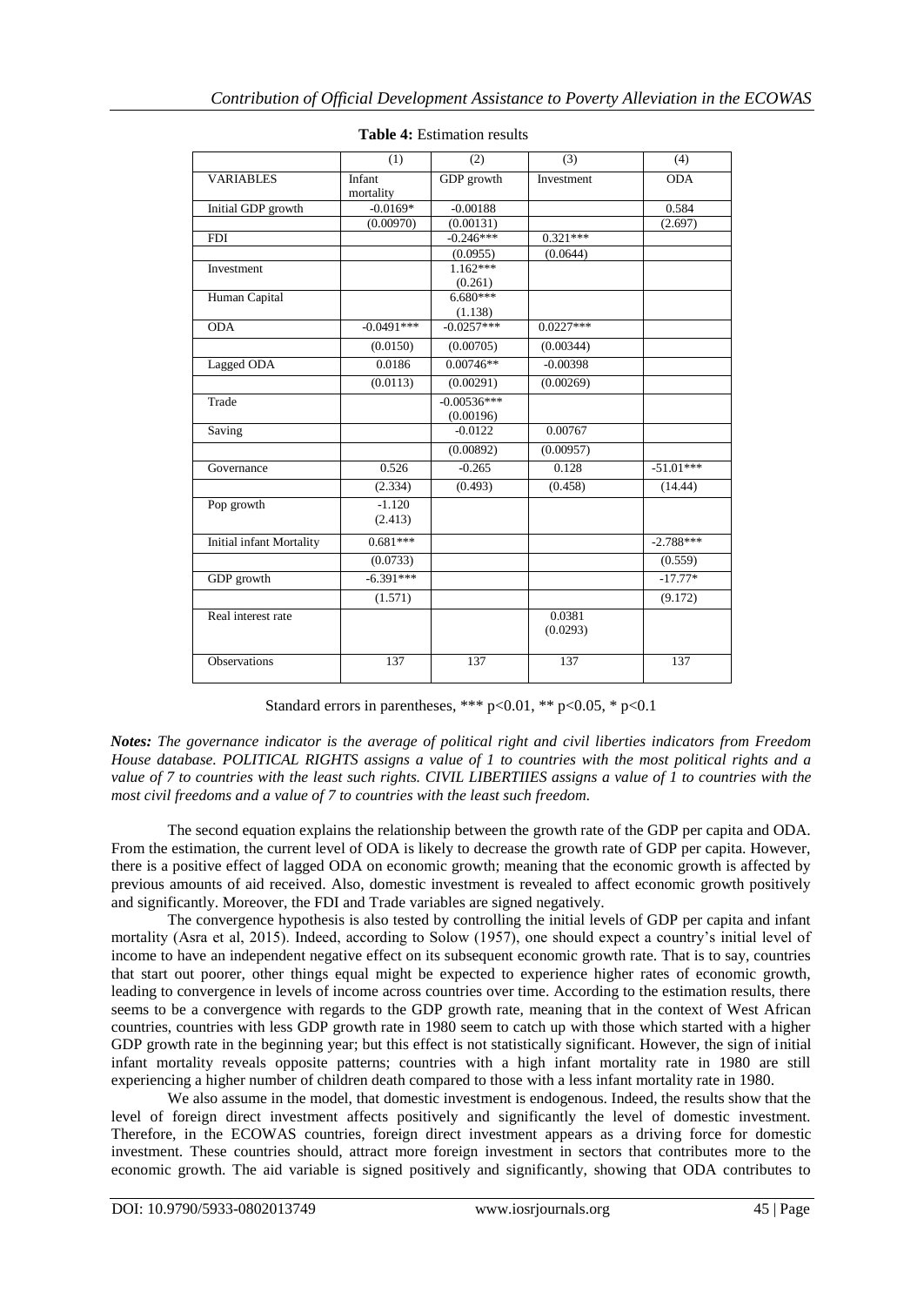**Table 4:** Estimation results

| | (1) | (2) | (3) | (4) |
|---|---|---|---|---|
| VARIABLES | Infant mortality | GDP growth | Investment | ODA |
| Initial GDP growth | -0.0169* | -0.00188 | | 0.584 |
| | (0.00970) | (0.00131) | | (2.697) |
| FDI | | -0.246*** | 0.321*** | |
| | | (0.0955) | (0.0644) | |
| Investment | | 1.162*** (0.261) | | |
| Human Capital | | 6.680*** (1.138) | | |
| ODA | -0.0491*** | -0.0257*** | 0.0227*** | |
| | (0.0150) | (0.00705) | (0.00344) | |
| Lagged ODA | 0.0186 | 0.00746** | -0.00398 | |
| | (0.0113) | (0.00291) | (0.00269) | |
| Trade | | -0.00536*** (0.00196) | | |
| Saving | | -0.0122 | 0.00767 | |
| | | (0.00892) | (0.00957) | |
| Governance | 0.526 | -0.265 | 0.128 | -51.01*** |
| | (2.334) | (0.493) | (0.458) | (14.44) |
| Pop growth | -1.120 (2.413) | | | |
| Initial infant Mortality | 0.681*** | | | -2.788*** |
| | (0.0733) | | | (0.559) |
| GDP growth | -6.391*** | | | -17.77* |
| | (1.571) | | | (9.172) |
| Real interest rate | | | 0.0381 (0.0293) | |
| Observations | 137 | 137 | 137 | 137 |

Standard errors in parentheses, *** p<0.01, ** p<0.05, * p<0.1

***Notes:*** *The governance indicator is the average of political right and civil liberties indicators from Freedom House database. POLITICAL RIGHTS assigns a value of 1 to countries with the most political rights and a value of 7 to countries with the least such rights. CIVIL LIBERTIIES assigns a value of 1 to countries with the most civil freedoms and a value of 7 to countries with the least such freedom.*

The second equation explains the relationship between the growth rate of the GDP per capita and ODA. From the estimation, the current level of ODA is likely to decrease the growth rate of GDP per capita. However, there is a positive effect of lagged ODA on economic growth; meaning that the economic growth is affected by previous amounts of aid received. Also, domestic investment is revealed to affect economic growth positively and significantly. Moreover, the FDI and Trade variables are signed negatively.

The convergence hypothesis is also tested by controlling the initial levels of GDP per capita and infant mortality (Asra et al, 2015). Indeed, according to Solow (1957), one should expect a country's initial level of income to have an independent negative effect on its subsequent economic growth rate. That is to say, countries that start out poorer, other things equal might be expected to experience higher rates of economic growth, leading to convergence in levels of income across countries over time. According to the estimation results, there seems to be a convergence with regards to the GDP growth rate, meaning that in the context of West African countries, countries with less GDP growth rate in 1980 seem to catch up with those which started with a higher GDP growth rate in the beginning year; but this effect is not statistically significant. However, the sign of initial infant mortality reveals opposite patterns; countries with a high infant mortality rate in 1980 are still experiencing a higher number of children death compared to those with a less infant mortality rate in 1980.

We also assume in the model, that domestic investment is endogenous. Indeed, the results show that the level of foreign direct investment affects positively and significantly the level of domestic investment. Therefore, in the ECOWAS countries, foreign direct investment appears as a driving force for domestic investment. These countries should, attract more foreign investment in sectors that contributes more to the economic growth. The aid variable is signed positively and significantly, showing that ODA contributes to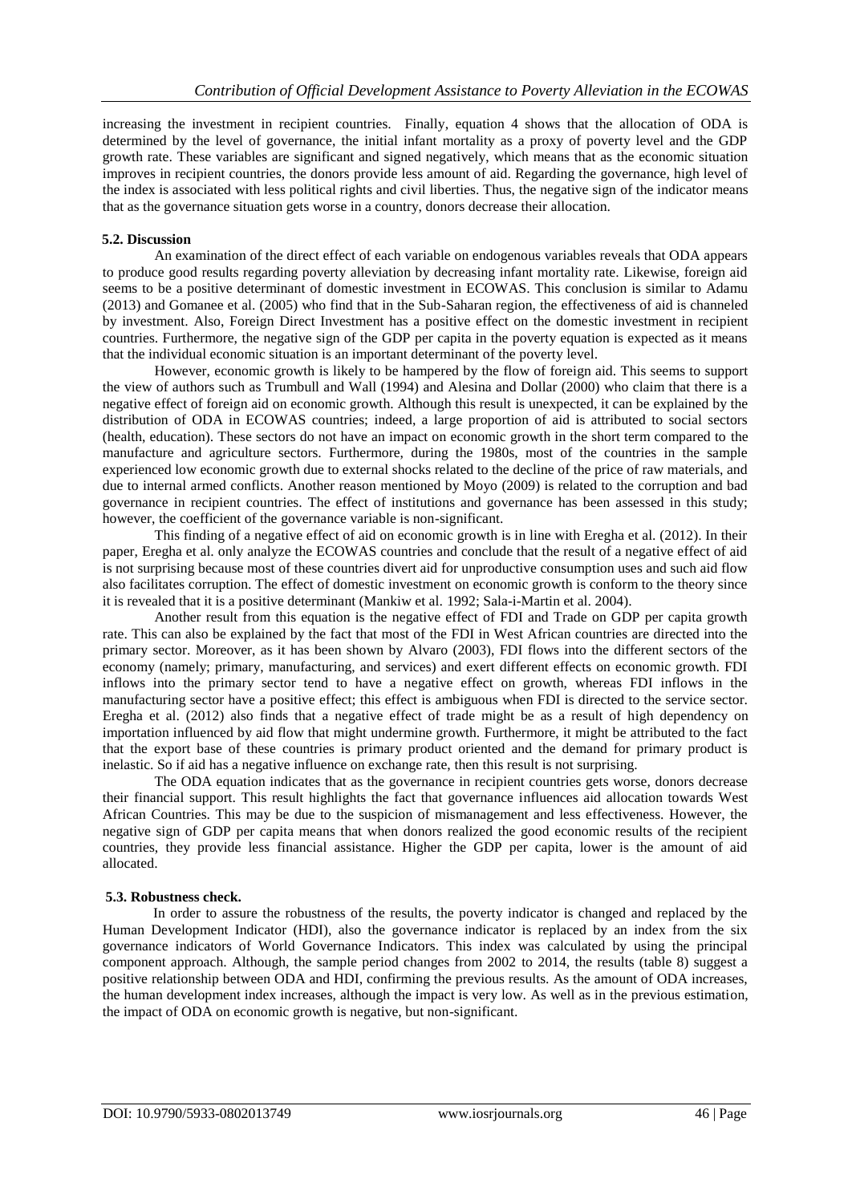increasing the investment in recipient countries. Finally, equation 4 shows that the allocation of ODA is determined by the level of governance, the initial infant mortality as a proxy of poverty level and the GDP growth rate. These variables are significant and signed negatively, which means that as the economic situation improves in recipient countries, the donors provide less amount of aid. Regarding the governance, high level of the index is associated with less political rights and civil liberties. Thus, the negative sign of the indicator means that as the governance situation gets worse in a country, donors decrease their allocation.

### 5.2. Discussion

An examination of the direct effect of each variable on endogenous variables reveals that ODA appears to produce good results regarding poverty alleviation by decreasing infant mortality rate. Likewise, foreign aid seems to be a positive determinant of domestic investment in ECOWAS. This conclusion is similar to Adamu (2013) and Gomanee et al. (2005) who find that in the Sub-Saharan region, the effectiveness of aid is channeled by investment. Also, Foreign Direct Investment has a positive effect on the domestic investment in recipient countries. Furthermore, the negative sign of the GDP per capita in the poverty equation is expected as it means that the individual economic situation is an important determinant of the poverty level.

However, economic growth is likely to be hampered by the flow of foreign aid. This seems to support the view of authors such as Trumbull and Wall (1994) and Alesina and Dollar (2000) who claim that there is a negative effect of foreign aid on economic growth. Although this result is unexpected, it can be explained by the distribution of ODA in ECOWAS countries; indeed, a large proportion of aid is attributed to social sectors (health, education). These sectors do not have an impact on economic growth in the short term compared to the manufacture and agriculture sectors. Furthermore, during the 1980s, most of the countries in the sample experienced low economic growth due to external shocks related to the decline of the price of raw materials, and due to internal armed conflicts. Another reason mentioned by Moyo (2009) is related to the corruption and bad governance in recipient countries. The effect of institutions and governance has been assessed in this study; however, the coefficient of the governance variable is non-significant.

This finding of a negative effect of aid on economic growth is in line with Eregha et al. (2012). In their paper, Eregha et al. only analyze the ECOWAS countries and conclude that the result of a negative effect of aid is not surprising because most of these countries divert aid for unproductive consumption uses and such aid flow also facilitates corruption. The effect of domestic investment on economic growth is conform to the theory since it is revealed that it is a positive determinant (Mankiw et al. 1992; Sala-i-Martin et al. 2004).

Another result from this equation is the negative effect of FDI and Trade on GDP per capita growth rate. This can also be explained by the fact that most of the FDI in West African countries are directed into the primary sector. Moreover, as it has been shown by Alvaro (2003), FDI flows into the different sectors of the economy (namely; primary, manufacturing, and services) and exert different effects on economic growth. FDI inflows into the primary sector tend to have a negative effect on growth, whereas FDI inflows in the manufacturing sector have a positive effect; this effect is ambiguous when FDI is directed to the service sector. Eregha et al. (2012) also finds that a negative effect of trade might be as a result of high dependency on importation influenced by aid flow that might undermine growth. Furthermore, it might be attributed to the fact that the export base of these countries is primary product oriented and the demand for primary product is inelastic. So if aid has a negative influence on exchange rate, then this result is not surprising.

The ODA equation indicates that as the governance in recipient countries gets worse, donors decrease their financial support. This result highlights the fact that governance influences aid allocation towards West African Countries. This may be due to the suspicion of mismanagement and less effectiveness. However, the negative sign of GDP per capita means that when donors realized the good economic results of the recipient countries, they provide less financial assistance. Higher the GDP per capita, lower is the amount of aid allocated.

### 5.3. Robustness check.

In order to assure the robustness of the results, the poverty indicator is changed and replaced by the Human Development Indicator (HDI), also the governance indicator is replaced by an index from the six governance indicators of World Governance Indicators. This index was calculated by using the principal component approach. Although, the sample period changes from 2002 to 2014, the results (table 8) suggest a positive relationship between ODA and HDI, confirming the previous results. As the amount of ODA increases, the human development index increases, although the impact is very low. As well as in the previous estimation, the impact of ODA on economic growth is negative, but non-significant.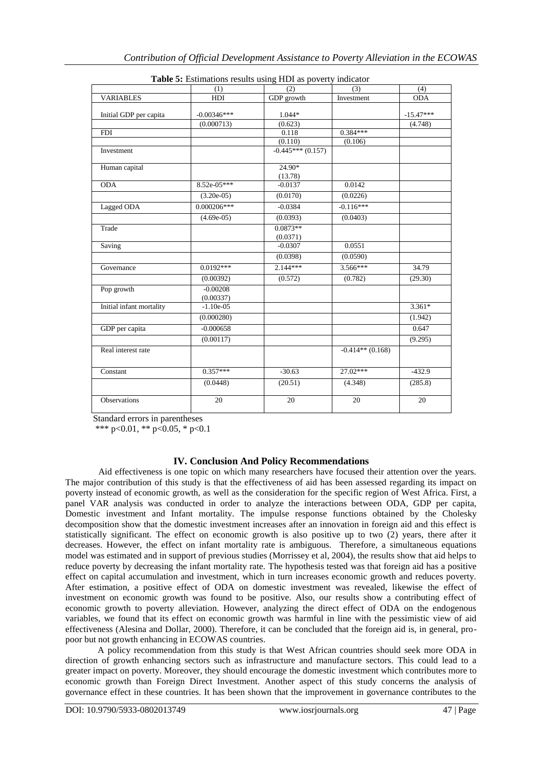**Table 5:** Estimations results using HDI as poverty indicator

| | (1) | (2) | (3) | (4) |
|---|---|---|---|---|
| VARIABLES | HDI | GDP growth | Investment | ODA |
| Initial GDP per capita | -0.00346*** | 1.044* | | -15.47*** |
| | (0.000713) | (0.623) | | (4.748) |
| FDI | | 0.118 | 0.384*** | |
| | | (0.110) | (0.106) | |
| Investment | | -0.445*** (0.157) | | |
| Human capital | | 24.90* (13.78) | | |
| ODA | 8.52e-05*** | -0.0137 | 0.0142 | |
| | (3.20e-05) | (0.0170) | (0.0226) | |
| Lagged ODA | 0.000206*** | -0.0384 | -0.116*** | |
| | (4.69e-05) | (0.0393) | (0.0403) | |
| Trade | | 0.0873** (0.0371) | | |
| Saving | | -0.0307 | 0.0551 | |
| | | (0.0398) | (0.0590) | |
| Governance | 0.0192*** | 2.144*** | 3.566*** | 34.79 |
| | (0.00392) | (0.572) | (0.782) | (29.30) |
| Pop growth | -0.00208 (0.00337) | | | |
| Initial infant mortality | -1.10e-05 | | | 3.361* |
| | (0.000280) | | | (1.942) |
| GDP per capita | -0.000658 | | | 0.647 |
| | (0.00117) | | | (9.295) |
| Real interest rate | | | -0.414** (0.168) | |
| Constant | 0.357*** | -30.63 | 27.02*** | -432.9 |
| | (0.0448) | (20.51) | (4.348) | (285.8) |
| Observations | 20 | 20 | 20 | 20 |

Standard errors in parentheses
*** p<0.01, ** p<0.05, * p<0.1

## IV. Conclusion And Policy Recommendations

Aid effectiveness is one topic on which many researchers have focused their attention over the years. The major contribution of this study is that the effectiveness of aid has been assessed regarding its impact on poverty instead of economic growth, as well as the consideration for the specific region of West Africa. First, a panel VAR analysis was conducted in order to analyze the interactions between ODA, GDP per capita, Domestic investment and Infant mortality. The impulse response functions obtained by the Cholesky decomposition show that the domestic investment increases after an innovation in foreign aid and this effect is statistically significant. The effect on economic growth is also positive up to two (2) years, there after it decreases. However, the effect on infant mortality rate is ambiguous. Therefore, a simultaneous equations model was estimated and in support of previous studies (Morrissey et al, 2004), the results show that aid helps to reduce poverty by decreasing the infant mortality rate. The hypothesis tested was that foreign aid has a positive effect on capital accumulation and investment, which in turn increases economic growth and reduces poverty. After estimation, a positive effect of ODA on domestic investment was revealed, likewise the effect of investment on economic growth was found to be positive. Also, our results show a contributing effect of economic growth to poverty alleviation. However, analyzing the direct effect of ODA on the endogenous variables, we found that its effect on economic growth was harmful in line with the pessimistic view of aid effectiveness (Alesina and Dollar, 2000). Therefore, it can be concluded that the foreign aid is, in general, pro-poor but not growth enhancing in ECOWAS countries.

A policy recommendation from this study is that West African countries should seek more ODA in direction of growth enhancing sectors such as infrastructure and manufacture sectors. This could lead to a greater impact on poverty. Moreover, they should encourage the domestic investment which contributes more to economic growth than Foreign Direct Investment. Another aspect of this study concerns the analysis of governance effect in these countries. It has been shown that the improvement in governance contributes to the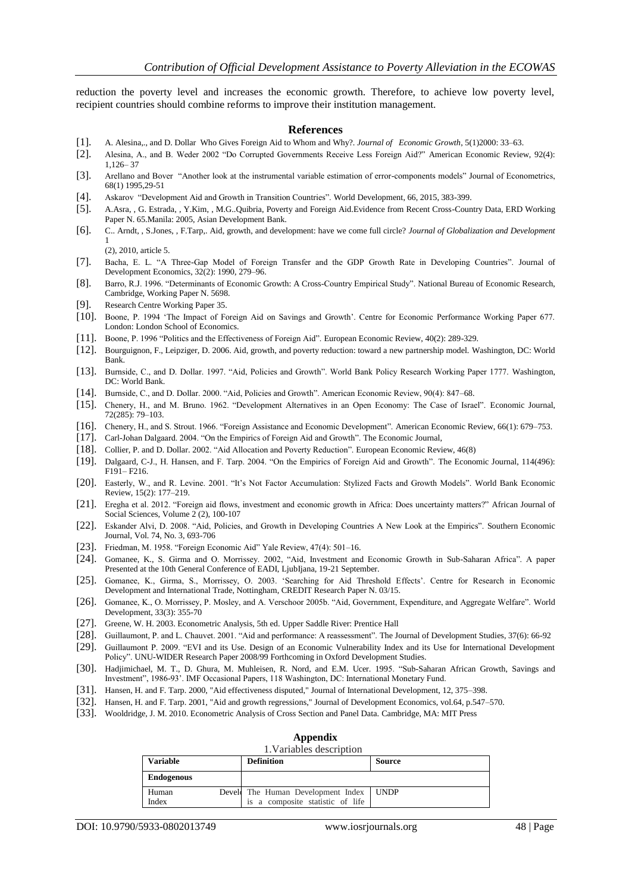reduction the poverty level and increases the economic growth. Therefore, to achieve low poverty level, recipient countries should combine reforms to improve their institution management.

## References

[1]. A. Alesina,., and D. Dollar Who Gives Foreign Aid to Whom and Why?. *Journal of Economic Growth*, 5(1)2000: 33–63.

[2]. Alesina, A., and B. Weder 2002 "Do Corrupted Governments Receive Less Foreign Aid?" American Economic Review, 92(4): 1,126– 37

[3]. Arellano and Bover "Another look at the instrumental variable estimation of error-components models" Journal of Econometrics, 68(1) 1995,29-51

[4]. Askarov "Development Aid and Growth in Transition Countries". World Development, 66, 2015, 383-399.

[5]. A.Asra, , G. Estrada, , Y.Kim, , M.G..Quibria, Poverty and Foreign Aid.Evidence from Recent Cross-Country Data, ERD Working Paper N. 65.Manila: 2005, Asian Development Bank.

[6]. C.. Arndt, , S.Jones, , F.Tarp,. Aid, growth, and development: have we come full circle? *Journal of Globalization and Development* 1 (2), 2010, article 5.

[7]. Bacha, E. L. "A Three-Gap Model of Foreign Transfer and the GDP Growth Rate in Developing Countries". Journal of Development Economics, 32(2): 1990, 279–96.

[8]. Barro, R.J. 1996. "Determinants of Economic Growth: A Cross-Country Empirical Study". National Bureau of Economic Research, Cambridge, Working Paper N. 5698.

[9]. Research Centre Working Paper 35.

[10]. Boone, P. 1994 'The Impact of Foreign Aid on Savings and Growth'. Centre for Economic Performance Working Paper 677. London: London School of Economics.

[11]. Boone, P. 1996 "Politics and the Effectiveness of Foreign Aid". European Economic Review, 40(2): 289-329.

[12]. Bourguignon, F., Leipziger, D. 2006. Aid, growth, and poverty reduction: toward a new partnership model. Washington, DC: World Bank.

[13]. Burnside, C., and D. Dollar. 1997. "Aid, Policies and Growth". World Bank Policy Research Working Paper 1777. Washington, DC: World Bank.

[14]. Burnside, C., and D. Dollar. 2000. "Aid, Policies and Growth". American Economic Review, 90(4): 847–68.

[15]. Chenery, H., and M. Bruno. 1962. "Development Alternatives in an Open Economy: The Case of Israel". Economic Journal, 72(285): 79–103.

[16]. Chenery, H., and S. Strout. 1966. "Foreign Assistance and Economic Development". American Economic Review, 66(1): 679–753.

[17]. Carl-Johan Dalgaard. 2004. "On the Empirics of Foreign Aid and Growth". The Economic Journal,

[18]. Collier, P. and D. Dollar. 2002. "Aid Allocation and Poverty Reduction". European Economic Review, 46(8)

[19]. Dalgaard, C-J., H. Hansen, and F. Tarp. 2004. "On the Empirics of Foreign Aid and Growth". The Economic Journal, 114(496): F191– F216.

[20]. Easterly, W., and R. Levine. 2001. "It's Not Factor Accumulation: Stylized Facts and Growth Models". World Bank Economic Review, 15(2): 177–219.

[21]. Eregha et al. 2012. "Foreign aid flows, investment and economic growth in Africa: Does uncertainty matters?" African Journal of Social Sciences, Volume 2 (2), 100-107

[22]. Eskander Alvi, D. 2008. "Aid, Policies, and Growth in Developing Countries A New Look at the Empirics". Southern Economic Journal, Vol. 74, No. 3, 693-706

[23]. Friedman, M. 1958. "Foreign Economic Aid" Yale Review, 47(4): 501–16.

[24]. Gomanee, K., S. Girma and O. Morrissey. 2002, "Aid, Investment and Economic Growth in Sub-Saharan Africa". A paper Presented at the 10th General Conference of EADI, Ljubljana, 19-21 September.

[25]. Gomanee, K., Girma, S., Morrissey, O. 2003. 'Searching for Aid Threshold Effects'. Centre for Research in Economic Development and International Trade, Nottingham, CREDIT Research Paper N. 03/15.

[26]. Gomanee, K., O. Morrissey, P. Mosley, and A. Verschoor 2005b. "Aid, Government, Expenditure, and Aggregate Welfare". World Development, 33(3): 355-70

[27]. Greene, W. H. 2003. Econometric Analysis, 5th ed. Upper Saddle River: Prentice Hall

[28]. Guillaumont, P. and L. Chauvet. 2001. "Aid and performance: A reassessment". The Journal of Development Studies, 37(6): 66-92

[29]. Guillaumont P. 2009. "EVI and its Use. Design of an Economic Vulnerability Index and its Use for International Development Policy". UNU-WIDER Research Paper 2008/99 Forthcoming in Oxford Development Studies.

[30]. Hadjimichael, M. T., D. Ghura, M. Muhleisen, R. Nord, and E.M. Ucer. 1995. "Sub-Saharan African Growth, Savings and Investment", 1986-93'. IMF Occasional Papers, 118 Washington, DC: International Monetary Fund.

[31]. Hansen, H. and F. Tarp. 2000, "Aid effectiveness disputed," Journal of International Development, 12, 375–398.

[32]. Hansen, H. and F. Tarp. 2001, "Aid and growth regressions," Journal of Development Economics, vol.64, p.547–570.

[33]. Wooldridge, J. M. 2010. Econometric Analysis of Cross Section and Panel Data. Cambridge, MA: MIT Press

## Appendix

1.Variables description

| Variable | Definition | Source |
|---|---|---|
| **Endogenous** | | |
| Human Development Index | The Human Development Index is a composite statistic of life | UNDP |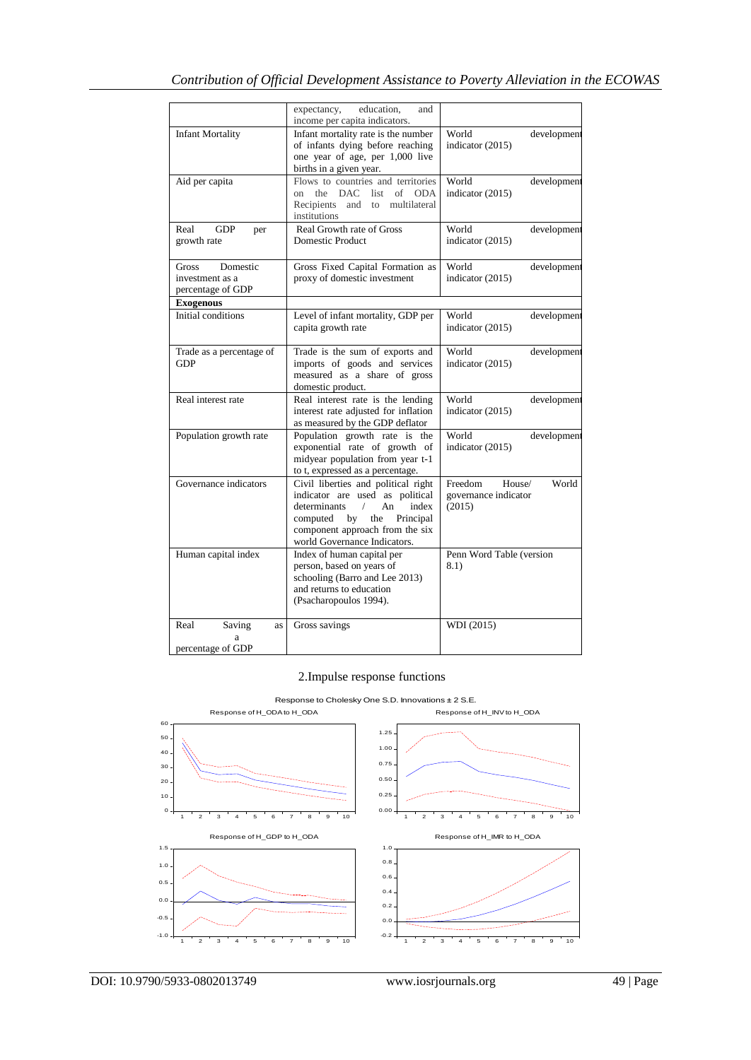| | | |
|---|---|---|
| | expectancy, education, and income per capita indicators. | |
| Infant Mortality | Infant mortality rate is the number of infants dying before reaching one year of age, per 1,000 live births in a given year. | World development indicator (2015) |
| Aid per capita | Flows to countries and territories on the DAC list of ODA Recipients and to multilateral institutions | World development indicator (2015) |
| Real GDP per growth rate | Real Growth rate of Gross Domestic Product | World development indicator (2015) |
| Gross Domestic investment as a percentage of GDP | Gross Fixed Capital Formation as proxy of domestic investment | World development indicator (2015) |
| **Exogenous** | | |
| Initial conditions | Level of infant mortality, GDP per capita growth rate | World development indicator (2015) |
| Trade as a percentage of GDP | Trade is the sum of exports and imports of goods and services measured as a share of gross domestic product. | World development indicator (2015) |
| Real interest rate | Real interest rate is the lending interest rate adjusted for inflation as measured by the GDP deflator | World development indicator (2015) |
| Population growth rate | Population growth rate is the exponential rate of growth of midyear population from year t-1 to t, expressed as a percentage. | World development indicator (2015) |
| Governance indicators | Civil liberties and political right indicator are used as political determinants / An index computed by the Principal component approach from the six world Governance Indicators. | Freedom House/ World governance indicator (2015) |
| Human capital index | Index of human capital per person, based on years of schooling (Barro and Lee 2013) and returns to education (Psacharopoulos 1994). | Penn Word Table (version 8.1) |
| Real Saving as a percentage of GDP | Gross savings | WDI (2015) |

## 2.Impulse response functions

Response to Cholesky One S.D. Innovations ± 2 S.E.

Response of H_ODA to H_ODA

Response of H_INV to H_ODA

Response of H_GDP to H_ODA

Response of H_IMR to H_ODA